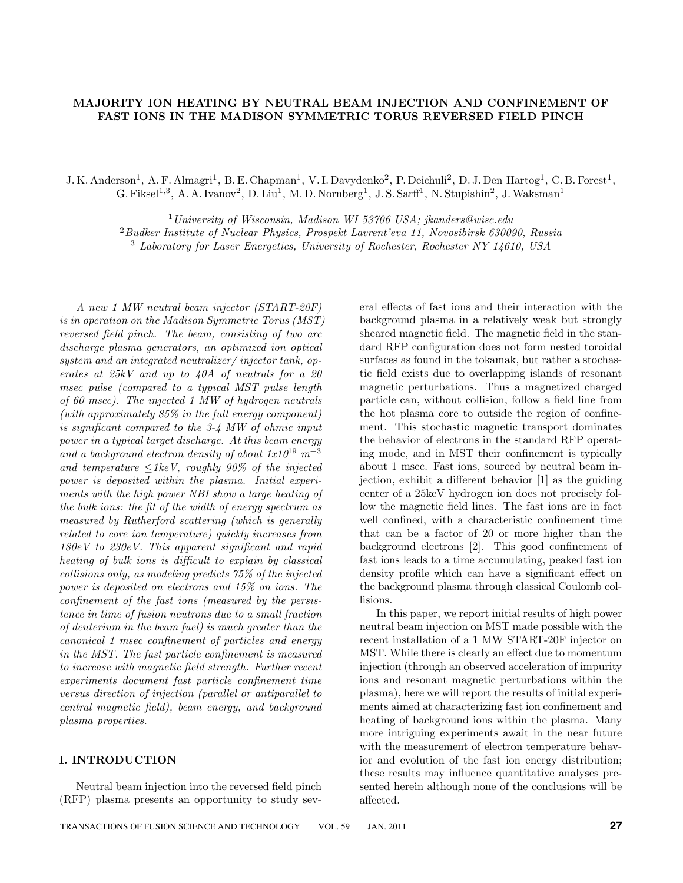# MAJORITY ION HEATING BY NEUTRAL BEAM INJECTION AND CONFINEMENT OF FAST IONS IN THE MADISON SYMMETRIC TORUS REVERSED FIELD PINCH

J. K. Anderson[1], A. F. Almagri[1], B. E. Chapman[1], V. I. Davydenko[2], P. Deichuli[2], D. J. Den Hartog[1], C. B. Forest[1], G. Fiksel[1,3], A. A. Ivanov[2], D. Liu[1], M. D. Nornberg[1], J. S. Sarff[1], N. Stupishin[2], J. Waksman[1]

[1] *University of Wisconsin, Madison WI 53706 USA; jkanders@wisc.edu*
[2] *Budker Institute of Nuclear Physics, Prospekt Lavrent'eva 11, Novosibirsk 630090, Russia*
[3] *Laboratory for Laser Energetics, University of Rochester, Rochester NY 14610, USA*

*A new 1 MW neutral beam injector (START-20F) is in operation on the Madison Symmetric Torus (MST) reversed field pinch. The beam, consisting of two arc discharge plasma generators, an optimized ion optical system and an integrated neutralizer/injector tank, operates at 25kV and up to 40A of neutrals for a 20 msec pulse (compared to a typical MST pulse length of 60 msec). The injected 1 MW of hydrogen neutrals (with approximately 85% in the full energy component) is significant compared to the 3-4 MW of ohmic input power in a typical target discharge. At this beam energy and a background electron density of about $1x10^{19}$ $m^{-3}$ and temperature $\leq$1keV, roughly 90% of the injected power is deposited within the plasma. Initial experiments with the high power NBI show a large heating of the bulk ions: the fit of the width of energy spectrum as measured by Rutherford scattering (which is generally related to core ion temperature) quickly increases from 180eV to 230eV. This apparent significant and rapid heating of bulk ions is difficult to explain by classical collisions only, as modeling predicts 75% of the injected power is deposited on electrons and 15% on ions. The confinement of the fast ions (measured by the persistence in time of fusion neutrons due to a small fraction of deuterium in the beam fuel) is much greater than the canonical 1 msec confinement of particles and energy in the MST. The fast particle confinement is measured to increase with magnetic field strength. Further recent experiments document fast particle confinement time versus direction of injection (parallel or antiparallel to central magnetic field), beam energy, and background plasma properties.*

## I. INTRODUCTION

Neutral beam injection into the reversed field pinch (RFP) plasma presents an opportunity to study several effects of fast ions and their interaction with the background plasma in a relatively weak but strongly sheared magnetic field. The magnetic field in the standard RFP configuration does not form nested toroidal surfaces as found in the tokamak, but rather a stochastic field exists due to overlapping islands of resonant magnetic perturbations. Thus a magnetized charged particle can, without collision, follow a field line from the hot plasma core to outside the region of confinement. This stochastic magnetic transport dominates the behavior of electrons in the standard RFP operating mode, and in MST their confinement is typically about 1 msec. Fast ions, sourced by neutral beam injection, exhibit a different behavior [1] as the guiding center of a 25keV hydrogen ion does not precisely follow the magnetic field lines. The fast ions are in fact well confined, with a characteristic confinement time that can be a factor of 20 or more higher than the background electrons [2]. This good confinement of fast ions leads to a time accumulating, peaked fast ion density profile which can have a significant effect on the background plasma through classical Coulomb collisions.

In this paper, we report initial results of high power neutral beam injection on MST made possible with the recent installation of a 1 MW START-20F injector on MST. While there is clearly an effect due to momentum injection (through an observed acceleration of impurity ions and resonant magnetic perturbations within the plasma), here we will report the results of initial experiments aimed at characterizing fast ion confinement and heating of background ions within the plasma. Many more intriguing experiments await in the near future with the measurement of electron temperature behavior and evolution of the fast ion energy distribution; these results may influence quantitative analyses presented herein although none of the conclusions will be affected.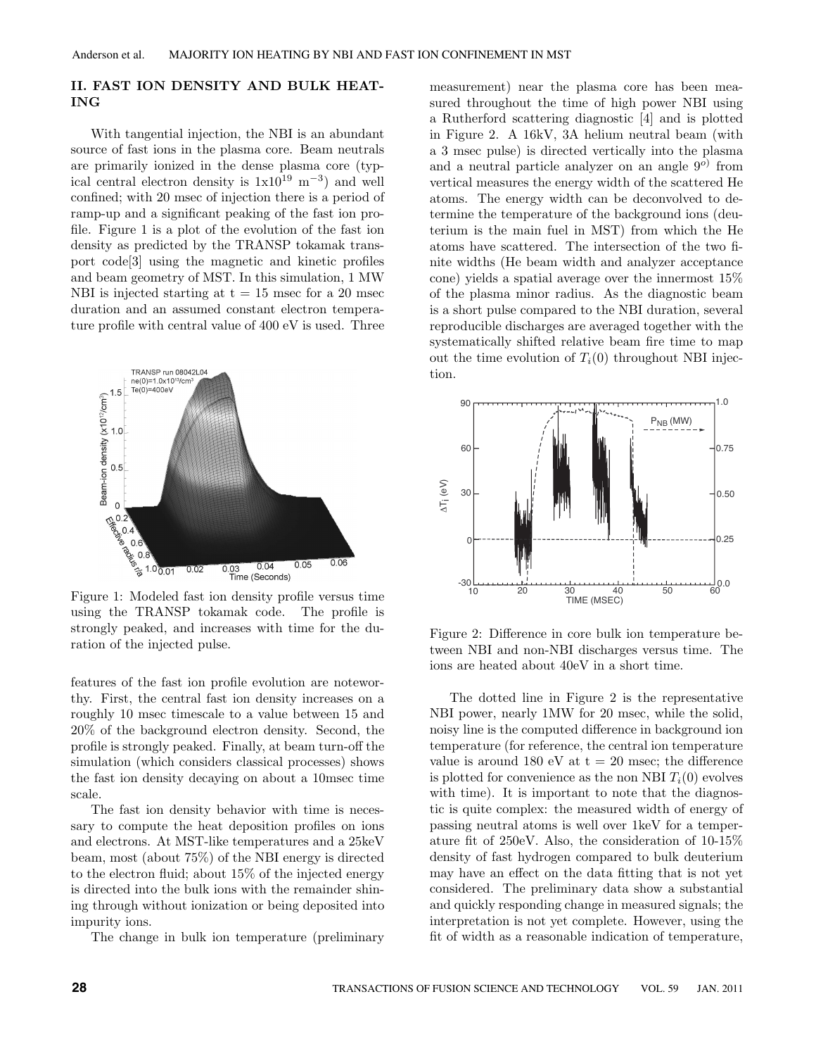## II. FAST ION DENSITY AND BULK HEATING

With tangential injection, the NBI is an abundant source of fast ions in the plasma core. Beam neutrals are primarily ionized in the dense plasma core (typical central electron density is $1x10^{19}$ $m^{-3}$) and well confined; with 20 msec of injection there is a period of ramp-up and a significant peaking of the fast ion profile. Figure 1 is a plot of the evolution of the fast ion density as predicted by the TRANSP tokamak transport code[3] using the magnetic and kinetic profiles and beam geometry of MST. In this simulation, 1 MW NBI is injected starting at t = 15 msec for a 20 msec duration and an assumed constant electron temperature profile with central value of 400 eV is used. Three features of the fast ion profile evolution are noteworthy. First, the central fast ion density increases on a roughly 10 msec timescale to a value between 15 and 20% of the background electron density. Second, the profile is strongly peaked. Finally, at beam turn-off the simulation (which considers classical processes) shows the fast ion density decaying on about a 10msec time scale.

Figure 1: Modeled fast ion density profile versus time using the TRANSP tokamak code. The profile is strongly peaked, and increases with time for the duration of the injected pulse.

The fast ion density behavior with time is necessary to compute the heat deposition profiles on ions and electrons. At MST-like temperatures and a 25keV beam, most (about 75%) of the NBI energy is directed to the electron fluid; about 15% of the injected energy is directed into the bulk ions with the remainder shining through without ionization or being deposited into impurity ions.

The change in bulk ion temperature (preliminary measurement) near the plasma core has been measured throughout the time of high power NBI using a Rutherford scattering diagnostic [4] and is plotted in Figure 2. A 16kV, 3A helium neutral beam (with a 3 msec pulse) is directed vertically into the plasma and a neutral particle analyzer on an angle $9^{o)}$ from vertical measures the energy width of the scattered He atoms. The energy width can be deconvolved to determine the temperature of the background ions (deuterium is the main fuel in MST) from which the He atoms have scattered. The intersection of the two finite widths (He beam width and analyzer acceptance cone) yields a spatial average over the innermost 15% of the plasma minor radius. As the diagnostic beam is a short pulse compared to the NBI duration, several reproducible discharges are averaged together with the systematically shifted relative beam fire time to map out the time evolution of $T_i(0)$ throughout NBI injection.

Figure 2: Difference in core bulk ion temperature between NBI and non-NBI discharges versus time. The ions are heated about 40eV in a short time.

The dotted line in Figure 2 is the representative NBI power, nearly 1MW for 20 msec, while the solid, noisy line is the computed difference in background ion temperature (for reference, the central ion temperature value is around 180 eV at t = 20 msec; the difference is plotted for convenience as the non NBI $T_i(0)$ evolves with time). It is important to note that the diagnostic is quite complex: the measured width of energy of passing neutral atoms is well over 1keV for a temperature fit of 250eV. Also, the consideration of 10-15% density of fast hydrogen compared to bulk deuterium may have an effect on the data fitting that is not yet considered. The preliminary data show a substantial and quickly responding change in measured signals; the interpretation is not yet complete. However, using the fit of width as a reasonable indication of temperature,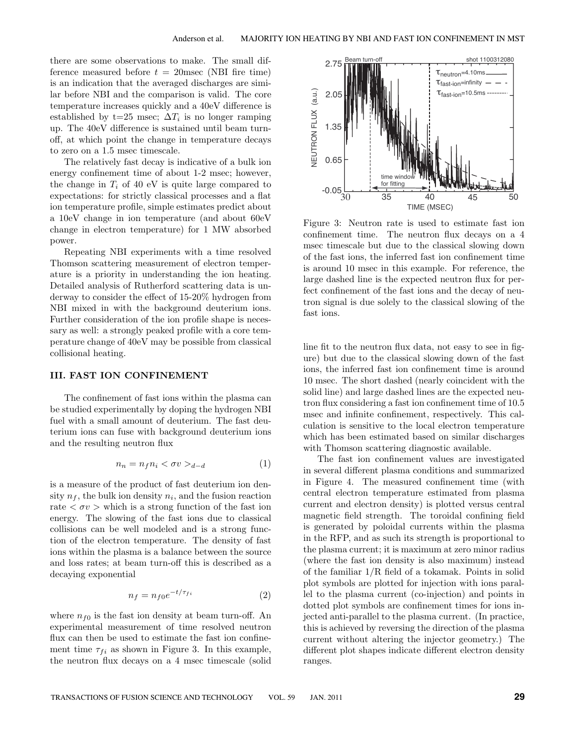there are some observations to make. The small difference measured before $t = 20$msec (NBI fire time) is an indication that the averaged discharges are similar before NBI and the comparison is valid. The core temperature increases quickly and a 40eV difference is established by t=25 msec; $\Delta T_i$ is no longer ramping up. The 40eV difference is sustained until beam turn-off, at which point the change in temperature decays to zero on a 1.5 msec timescale.

The relatively fast decay is indicative of a bulk ion energy confinement time of about 1-2 msec; however, the change in $T_i$ of 40 eV is quite large compared to expectations: for strictly classical processes and a flat ion temperature profile, simple estimates predict about a 10eV change in ion temperature (and about 60eV change in electron temperature) for 1 MW absorbed power.

Repeating NBI experiments with a time resolved Thomson scattering measurement of electron temperature is a priority in understanding the ion heating. Detailed analysis of Rutherford scattering data is underway to consider the effect of 15-20% hydrogen from NBI mixed in with the background deuterium ions. Further consideration of the ion profile shape is necessary as well: a strongly peaked profile with a core temperature change of 40eV may be possible from classical collisional heating.

## III. FAST ION CONFINEMENT

The confinement of fast ions within the plasma can be studied experimentally by doping the hydrogen NBI fuel with a small amount of deuterium. The fast deuterium ions can fuse with background deuterium ions and the resulting neutron flux

$$n_n = n_f n_i < \sigma v >_{d-d} \tag{1}$$

is a measure of the product of fast deuterium ion density $n_f$, the bulk ion density $n_i$, and the fusion reaction rate $< \sigma v >$ which is a strong function of the fast ion energy. The slowing of the fast ions due to classical collisions can be well modeled and is a strong function of the electron temperature. The density of fast ions within the plasma is a balance between the source and loss rates; at beam turn-off this is described as a decaying exponential

$$n_f = n_{f0} e^{-t/\tau_{fi}} \tag{2}$$

where $n_{f0}$ is the fast ion density at beam turn-off. An experimental measurement of time resolved neutron flux can then be used to estimate the fast ion confinement time $\tau_{fi}$ as shown in Figure 3. In this example, the neutron flux decays on a 4 msec timescale (solid line fit to the neutron flux data, not easy to see in figure) but due to the classical slowing down of the fast ions, the inferred fast ion confinement time is around 10 msec. The short dashed (nearly coincident with the solid line) and large dashed lines are the expected neutron flux considering a fast ion confinement time of 10.5 msec and infinite confinement, respectively. This calculation is sensitive to the local electron temperature which has been estimated based on similar discharges with Thomson scattering diagnostic available.

Figure 3: Neutron rate is used to estimate fast ion confinement time. The neutron flux decays on a 4 msec timescale but due to the classical slowing down of the fast ions, the inferred fast ion confinement time is around 10 msec in this example. For reference, the large dashed line is the expected neutron flux for perfect confinement of the fast ions and the decay of neutron signal is due solely to the classical slowing of the fast ions.

The fast ion confinement values are investigated in several different plasma conditions and summarized in Figure 4. The measured confinement time (with central electron temperature estimated from plasma current and electron density) is plotted versus central magnetic field strength. The toroidal confining field is generated by poloidal currents within the plasma in the RFP, and as such its strength is proportional to the plasma current; it is maximum at zero minor radius (where the fast ion density is also maximum) instead of the familiar 1/R field of a tokamak. Points in solid plot symbols are plotted for injection with ions parallel to the plasma current (co-injection) and points in dotted plot symbols are confinement times for ions injected anti-parallel to the plasma current. (In practice, this is achieved by reversing the direction of the plasma current without altering the injector geometry.) The different plot shapes indicate different electron density ranges.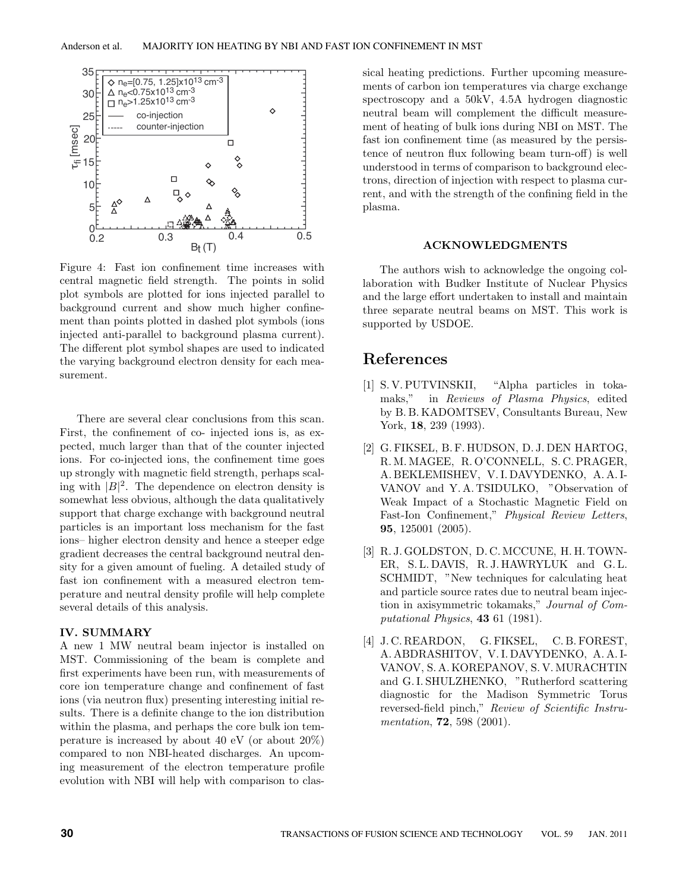35
30
25
20
15
10
5
0

$\tau_{fi}$ [msec]

0.2 0.3 0.4 0.5

$B_t$ (T)

◇ $n_e$=[0.75, 1.25]x$10^{13}$ cm$^{-3}$
△ $n_e$<0.75x$10^{13}$ cm$^{-3}$
□ $n_e$>1.25x$10^{13}$ cm$^{-3}$
—— co-injection
----- counter-injection

Figure 4: Fast ion confinement time increases with central magnetic field strength. The points in solid plot symbols are plotted for ions injected parallel to background current and show much higher confinement than points plotted in dashed plot symbols (ions injected anti-parallel to background plasma current). The different plot symbol shapes are used to indicated the varying background electron density for each measurement.

There are several clear conclusions from this scan. First, the confinement of co- injected ions is, as expected, much larger than that of the counter injected ions. For co-injected ions, the confinement time goes up strongly with magnetic field strength, perhaps scaling with $|B|^2$. The dependence on electron density is somewhat less obvious, although the data qualitatively support that charge exchange with background neutral particles is an important loss mechanism for the fast ions– higher electron density and hence a steeper edge gradient decreases the central background neutral density for a given amount of fueling. A detailed study of fast ion confinement with a measured electron temperature and neutral density profile will help complete several details of this analysis.

## IV. SUMMARY

A new 1 MW neutral beam injector is installed on MST. Commissioning of the beam is complete and first experiments have been run, with measurements of core ion temperature change and confinement of fast ions (via neutron flux) presenting interesting initial results. There is a definite change to the ion distribution within the plasma, and perhaps the core bulk ion temperature is increased by about 40 eV (or about 20%) compared to non NBI-heated discharges. An upcoming measurement of the electron temperature profile evolution with NBI will help with comparison to classical heating predictions. Further upcoming measurements of carbon ion temperatures via charge exchange spectroscopy and a 50kV, 4.5A hydrogen diagnostic neutral beam will complement the difficult measurement of heating of bulk ions during NBI on MST. The fast ion confinement time (as measured by the persistence of neutron flux following beam turn-off) is well understood in terms of comparison to background electrons, direction of injection with respect to plasma current, and with the strength of the confining field in the plasma.

## ACKNOWLEDGMENTS

The authors wish to acknowledge the ongoing collaboration with Budker Institute of Nuclear Physics and the large effort undertaken to install and maintain three separate neutral beams on MST. This work is supported by USDOE.

## References

[1] S. V. PUTVINSKII, "Alpha particles in tokamaks," in *Reviews of Plasma Physics*, edited by B. B. KADOMTSEV, Consultants Bureau, New York, **18**, 239 (1993).

[2] G. FIKSEL, B. F. HUDSON, D. J. DEN HARTOG, R. M. MAGEE, R. O'CONNELL, S. C. PRAGER, A. BEKLEMISHEV, V. I. DAVYDENKO, A. A. IVANOV and Y. A. TSIDULKO, "Observation of Weak Impact of a Stochastic Magnetic Field on Fast-Ion Confinement," *Physical Review Letters*, **95**, 125001 (2005).

[3] R. J. GOLDSTON, D. C. MCCUNE, H. H. TOWNER, S. L. DAVIS, R. J. HAWRYLUK and G. L. SCHMIDT, "New techniques for calculating heat and particle source rates due to neutral beam injection in axisymmetric tokamaks," *Journal of Computational Physics*, **43** 61 (1981).

[4] J. C. REARDON, G. FIKSEL, C. B. FOREST, A. ABDRASHITOV, V. I. DAVYDENKO, A. A. IVANOV, S. A. KOREPANOV, S. V. MURACHTIN and G. I. SHULZHENKO, "Rutherford scattering diagnostic for the Madison Symmetric Torus reversed-field pinch," *Review of Scientific Instrumentation*, **72**, 598 (2001).